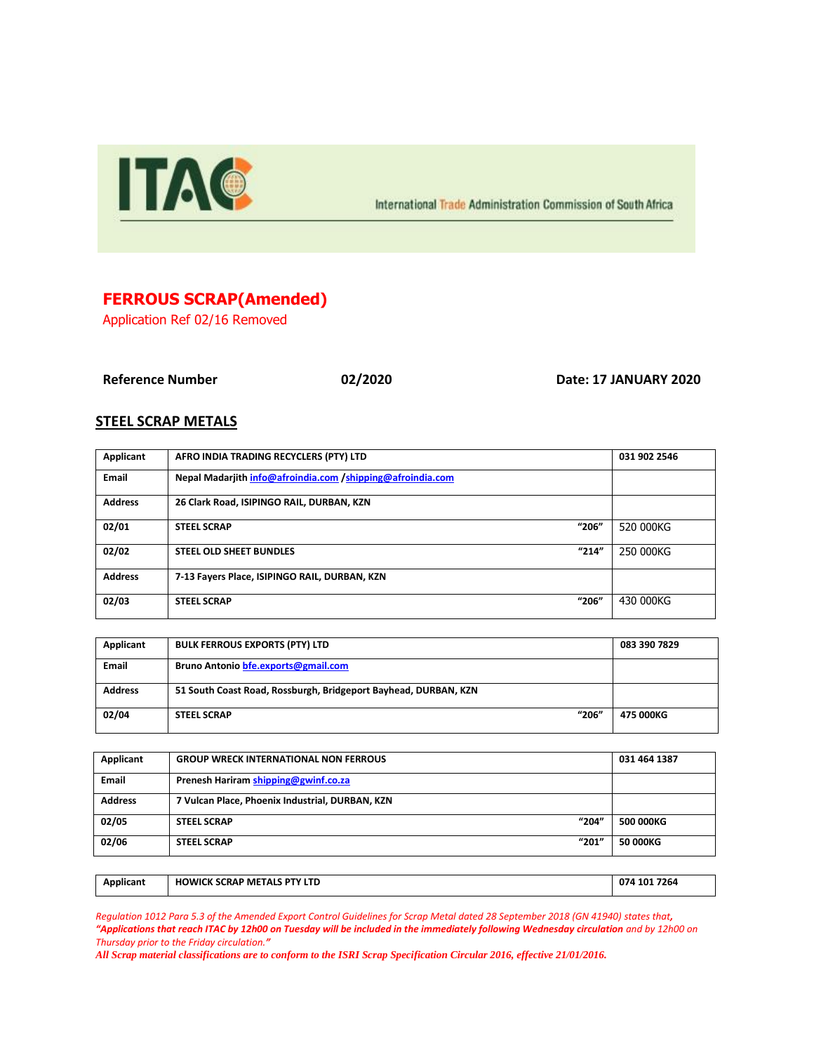ITAC

International Trade Administration Commission of South Africa

# FERROUS SCRAP(Amended)

Application Ref 02/16 Removed

**Reference Number** **02/2020** **Date: 17 JANUARY 2020**

## STEEL SCRAP METALS

| Applicant | AFRO INDIA TRADING RECYCLERS (PTY) LTD | | 031 902 2546 |
|---|---|---|---|
| Email | Nepal Madarjith info@afroindia.com /shipping@afroindia.com | | |
| Address | 26 Clark Road, ISIPINGO RAIL, DURBAN, KZN | | |
| 02/01 | STEEL SCRAP | "206" | 520 000KG |
| 02/02 | STEEL OLD SHEET BUNDLES | "214" | 250 000KG |
| Address | 7-13 Fayers Place, ISIPINGO RAIL, DURBAN, KZN | | |
| 02/03 | STEEL SCRAP | "206" | 430 000KG |

| Applicant | BULK FERROUS EXPORTS (PTY) LTD | | 083 390 7829 |
|---|---|---|---|
| Email | Bruno Antonio bfe.exports@gmail.com | | |
| Address | 51 South Coast Road, Rossburgh, Bridgeport Bayhead, DURBAN, KZN | | |
| 02/04 | STEEL SCRAP | "206" | 475 000KG |

| Applicant | GROUP WRECK INTERNATIONAL NON FERROUS | | 031 464 1387 |
|---|---|---|---|
| Email | Prenesh Hariram shipping@gwinf.co.za | | |
| Address | 7 Vulcan Place, Phoenix Industrial, DURBAN, KZN | | |
| 02/05 | STEEL SCRAP | "204" | 500 000KG |
| 02/06 | STEEL SCRAP | "201" | 50 000KG |

| Applicant | HOWICK SCRAP METALS PTY LTD | 074 101 7264 |
|---|---|---|

*Regulation 1012 Para 5.3 of the Amended Export Control Guidelines for Scrap Metal dated 28 September 2018 (GN 41940) states that, **"Applications that reach ITAC by 12h00 on Tuesday will be included in the immediately following Wednesday circulation** and by 12h00 on Thursday prior to the Friday circulation."*

***All Scrap material classifications are to conform to the ISRI Scrap Specification Circular 2016, effective 21/01/2016.***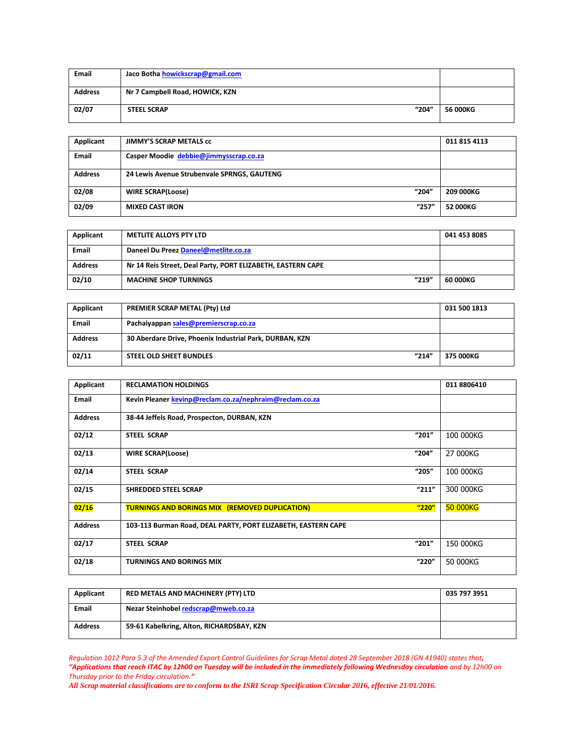| | | |
|---|---|---|
| Email | Jaco Botha howickscrap@gmail.com | |
| Address | Nr 7 Campbell Road, HOWICK, KZN | |
| 02/07 | STEEL SCRAP "204" | 56 000KG |

| | | |
|---|---|---|
| Applicant | JIMMY'S SCRAP METALS cc | 011 815 4113 |
| Email | Casper Moodie debbie@jimmysscrap.co.za | |
| Address | 24 Lewis Avenue Strubenvale SPRNGS, GAUTENG | |
| 02/08 | WIRE SCRAP(Loose) "204" | 209 000KG |
| 02/09 | MIXED CAST IRON "257" | 52 000KG |

| | | |
|---|---|---|
| Applicant | METLITE ALLOYS PTY LTD | 041 453 8085 |
| Email | Daneel Du Preez Daneel@metlite.co.za | |
| Address | Nr 14 Reis Street, Deal Party, PORT ELIZABETH, EASTERN CAPE | |
| 02/10 | MACHINE SHOP TURNINGS "219" | 60 000KG |

| | | |
|---|---|---|
| Applicant | PREMIER SCRAP METAL (Pty) Ltd | 031 500 1813 |
| Email | Pachaiyappan sales@premierscrap.co.za | |
| Address | 30 Aberdare Drive, Phoenix Industrial Park, DURBAN, KZN | |
| 02/11 | STEEL OLD SHEET BUNDLES "214" | 375 000KG |

| | | |
|---|---|---|
| Applicant | RECLAMATION HOLDINGS | 011 8806410 |
| Email | Kevin Pleaner kevinp@reclam.co.za/nephraim@reclam.co.za | |
| Address | 38-44 Jeffels Road, Prospecton, DURBAN, KZN | |
| 02/12 | STEEL SCRAP "201" | 100 000KG |
| 02/13 | WIRE SCRAP(Loose) "204" | 27 000KG |
| 02/14 | STEEL SCRAP "205" | 100 000KG |
| 02/15 | SHREDDED STEEL SCRAP "211" | 300 000KG |
| 02/16 | TURNINGS AND BORINGS MIX (REMOVED DUPLICATION) "220" | 50 000KG |
| Address | 103-113 Burman Road, DEAL PARTY, PORT ELIZABETH, EASTERN CAPE | |
| 02/17 | STEEL SCRAP "201" | 150 000KG |
| 02/18 | TURNINGS AND BORINGS MIX "220" | 50 000KG |

| | | |
|---|---|---|
| Applicant | RED METALS AND MACHINERY (PTY) LTD | 035 797 3951 |
| Email | Nezar Steinhobel redscrap@mweb.co.za | |
| Address | 59-61 Kabelkring, Alton, RICHARDSBAY, KZN | |

*Regulation 1012 Para 5.3 of the Amended Export Control Guidelines for Scrap Metal dated 28 September 2018 (GN 41940) states that,* ***"Applications that reach ITAC by 12h00 on Tuesday will be included in the immediately following Wednesday circulation*** *and by 12h00 on Thursday prior to the Friday circulation."*

***All Scrap material classifications are to conform to the ISRI Scrap Specification Circular 2016, effective 21/01/2016.***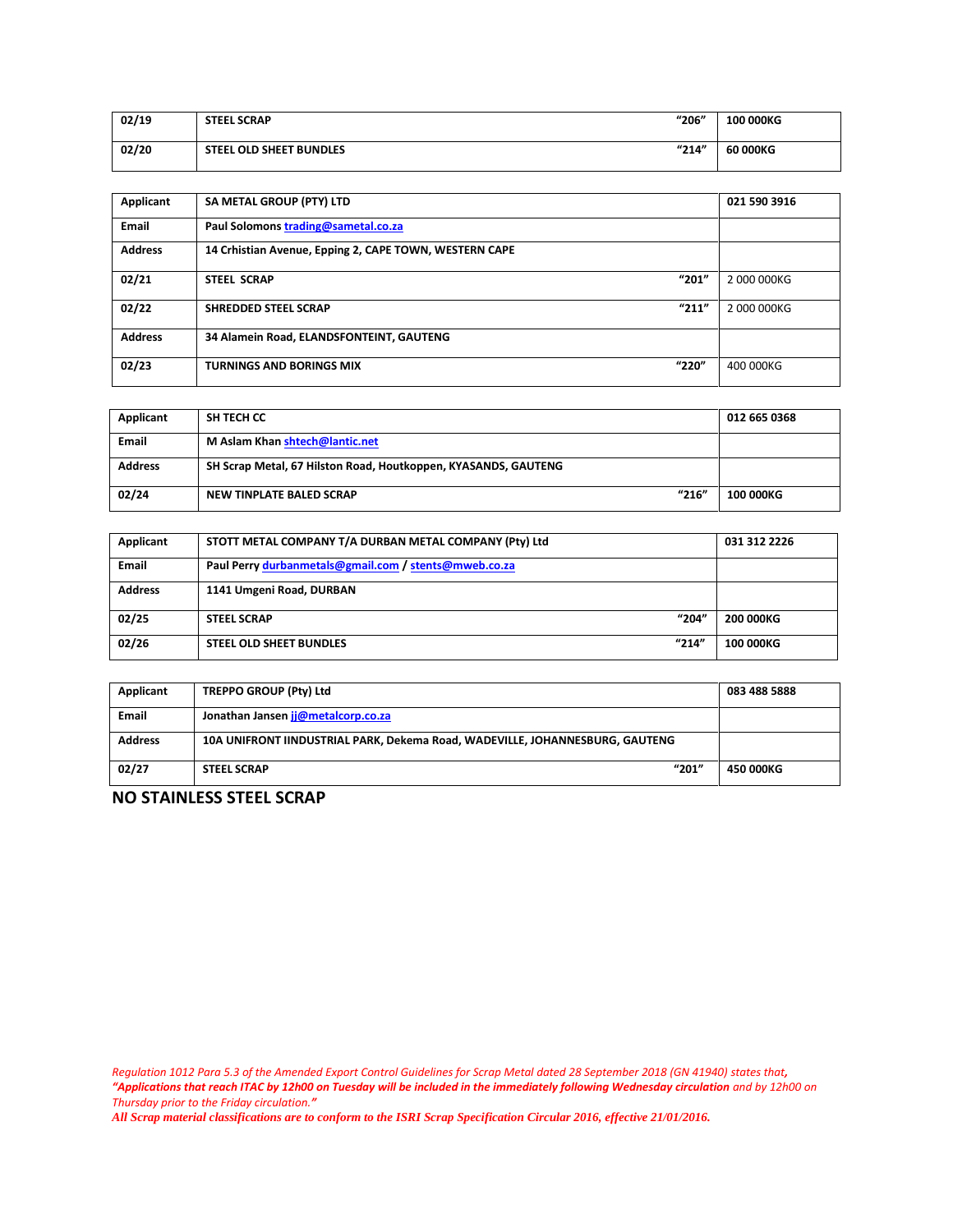| | | | |
|---|---|---|---|
| **02/19** | **STEEL SCRAP** | **"206"** | **100 000KG** |
| **02/20** | **STEEL OLD SHEET BUNDLES** | **"214"** | **60 000KG** |

| | | | |
|---|---|---|---|
| **Applicant** | **SA METAL GROUP (PTY) LTD** | | **021 590 3916** |
| **Email** | **Paul Solomons trading@sametal.co.za** | | |
| **Address** | **14 Crhistian Avenue, Epping 2, CAPE TOWN, WESTERN CAPE** | | |
| **02/21** | **STEEL SCRAP** | **"201"** | 2 000 000KG |
| **02/22** | **SHREDDED STEEL SCRAP** | **"211"** | 2 000 000KG |
| **Address** | **34 Alamein Road, ELANDSFONTEINT, GAUTENG** | | |
| **02/23** | **TURNINGS AND BORINGS MIX** | **"220"** | 400 000KG |

| | | | |
|---|---|---|---|
| **Applicant** | **SH TECH CC** | | **012 665 0368** |
| **Email** | **M Aslam Khan shtech@lantic.net** | | |
| **Address** | **SH Scrap Metal, 67 Hilston Road, Houtkoppen, KYASANDS, GAUTENG** | | |
| **02/24** | **NEW TINPLATE BALED SCRAP** | **"216"** | **100 000KG** |

| | | | |
|---|---|---|---|
| **Applicant** | **STOTT METAL COMPANY T/A DURBAN METAL COMPANY (Pty) Ltd** | | **031 312 2226** |
| **Email** | **Paul Perry durbanmetals@gmail.com / stents@mweb.co.za** | | |
| **Address** | **1141 Umgeni Road, DURBAN** | | |
| **02/25** | **STEEL SCRAP** | **"204"** | **200 000KG** |
| **02/26** | **STEEL OLD SHEET BUNDLES** | **"214"** | **100 000KG** |

| | | | |
|---|---|---|---|
| **Applicant** | **TREPPO GROUP (Pty) Ltd** | | **083 488 5888** |
| **Email** | **Jonathan Jansen jj@metalcorp.co.za** | | |
| **Address** | **10A UNIFRONT IINDUSTRIAL PARK, Dekema Road, WADEVILLE, JOHANNESBURG, GAUTENG** | | |
| **02/27** | **STEEL SCRAP** | **"201"** | **450 000KG** |

**NO STAINLESS STEEL SCRAP**

*Regulation 1012 Para 5.3 of the Amended Export Control Guidelines for Scrap Metal dated 28 September 2018 (GN 41940) states that,* ***"Applications that reach ITAC by 12h00 on Tuesday will be included in the immediately following Wednesday circulation*** *and by 12h00 on Thursday prior to the Friday circulation."*

***All Scrap material classifications are to conform to the ISRI Scrap Specification Circular 2016, effective 21/01/2016.***